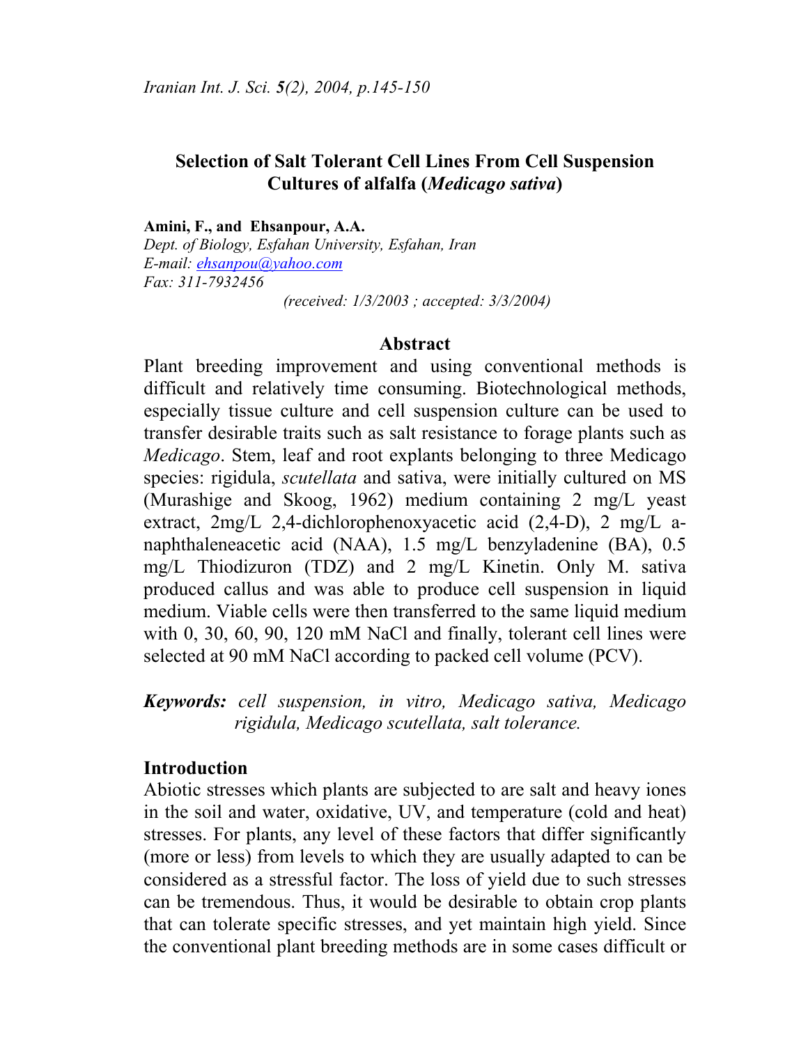# Selection of Salt Tolerant Cell Lines From Cell Suspension Cultures of alfalfa (*Medicago sativa*)

**Amini, F., and Ehsanpour, A.A.**
*Dept. of Biology, Esfahan University, Esfahan, Iran*
*E-mail: ehsanpou@yahoo.com*
*Fax: 311-7932456*

*(received: 1/3/2003 ; accepted: 3/3/2004)*

## Abstract

Plant breeding improvement and using conventional methods is difficult and relatively time consuming. Biotechnological methods, especially tissue culture and cell suspension culture can be used to transfer desirable traits such as salt resistance to forage plants such as *Medicago*. Stem, leaf and root explants belonging to three Medicago species: rigidula, *scutellata* and sativa, were initially cultured on MS (Murashige and Skoog, 1962) medium containing 2 mg/L yeast extract, 2mg/L 2,4-dichlorophenoxyacetic acid (2,4-D), 2 mg/L a-naphthaleneacetic acid (NAA), 1.5 mg/L benzyladenine (BA), 0.5 mg/L Thiodizuron (TDZ) and 2 mg/L Kinetin. Only M. sativa produced callus and was able to produce cell suspension in liquid medium. Viable cells were then transferred to the same liquid medium with 0, 30, 60, 90, 120 mM NaCl and finally, tolerant cell lines were selected at 90 mM NaCl according to packed cell volume (PCV).

***Keywords:*** *cell suspension, in vitro, Medicago sativa, Medicago rigidula, Medicago scutellata, salt tolerance.*

## Introduction

Abiotic stresses which plants are subjected to are salt and heavy iones in the soil and water, oxidative, UV, and temperature (cold and heat) stresses. For plants, any level of these factors that differ significantly (more or less) from levels to which they are usually adapted to can be considered as a stressful factor. The loss of yield due to such stresses can be tremendous. Thus, it would be desirable to obtain crop plants that can tolerate specific stresses, and yet maintain high yield. Since the conventional plant breeding methods are in some cases difficult or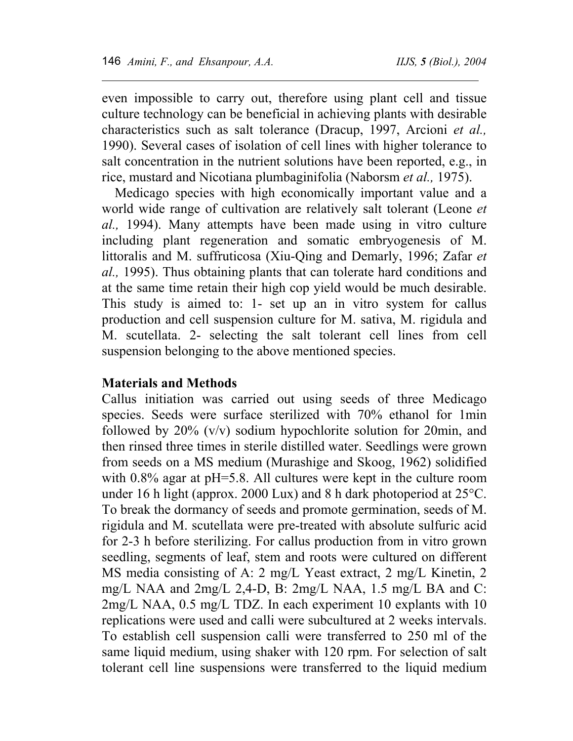even impossible to carry out, therefore using plant cell and tissue culture technology can be beneficial in achieving plants with desirable characteristics such as salt tolerance (Dracup, 1997, Arcioni *et al.,* 1990). Several cases of isolation of cell lines with higher tolerance to salt concentration in the nutrient solutions have been reported, e.g., in rice, mustard and Nicotiana plumbaginifolia (Naborsm *et al.,* 1975).

Medicago species with high economically important value and a world wide range of cultivation are relatively salt tolerant (Leone *et al.,* 1994). Many attempts have been made using in vitro culture including plant regeneration and somatic embryogenesis of M. littoralis and M. suffruticosa (Xiu-Qing and Demarly, 1996; Zafar *et al.,* 1995). Thus obtaining plants that can tolerate hard conditions and at the same time retain their high cop yield would be much desirable. This study is aimed to: 1- set up an in vitro system for callus production and cell suspension culture for M. sativa, M. rigidula and M. scutellata. 2- selecting the salt tolerant cell lines from cell suspension belonging to the above mentioned species.

## Materials and Methods

Callus initiation was carried out using seeds of three Medicago species. Seeds were surface sterilized with 70% ethanol for 1min followed by 20% (v/v) sodium hypochlorite solution for 20min, and then rinsed three times in sterile distilled water. Seedlings were grown from seeds on a MS medium (Murashige and Skoog, 1962) solidified with 0.8% agar at pH=5.8. All cultures were kept in the culture room under 16 h light (approx. 2000 Lux) and 8 h dark photoperiod at 25°C. To break the dormancy of seeds and promote germination, seeds of M. rigidula and M. scutellata were pre-treated with absolute sulfuric acid for 2-3 h before sterilizing. For callus production from in vitro grown seedling, segments of leaf, stem and roots were cultured on different MS media consisting of A: 2 mg/L Yeast extract, 2 mg/L Kinetin, 2 mg/L NAA and 2mg/L 2,4-D, B: 2mg/L NAA, 1.5 mg/L BA and C: 2mg/L NAA, 0.5 mg/L TDZ. In each experiment 10 explants with 10 replications were used and calli were subcultured at 2 weeks intervals. To establish cell suspension calli were transferred to 250 ml of the same liquid medium, using shaker with 120 rpm. For selection of salt tolerant cell line suspensions were transferred to the liquid medium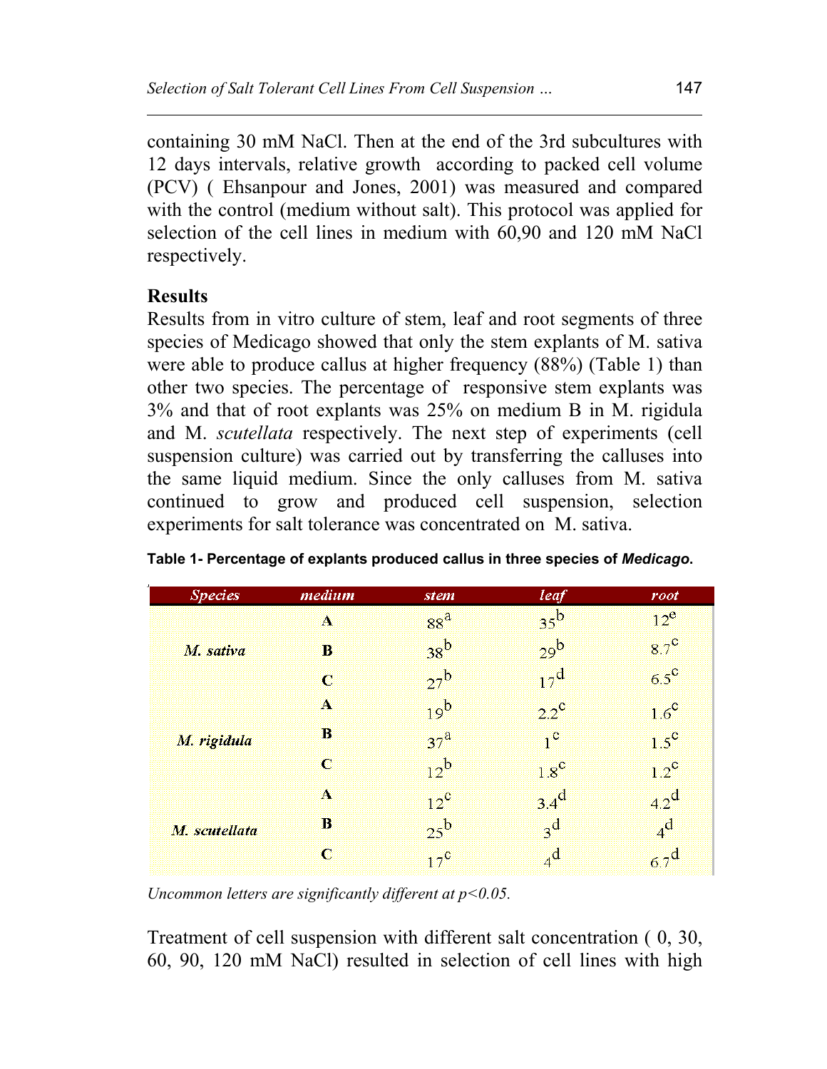containing 30 mM NaCl. Then at the end of the 3rd subcultures with 12 days intervals, relative growth according to packed cell volume (PCV) ( Ehsanpour and Jones, 2001) was measured and compared with the control (medium without salt). This protocol was applied for selection of the cell lines in medium with 60,90 and 120 mM NaCl respectively.

## Results

Results from in vitro culture of stem, leaf and root segments of three species of Medicago showed that only the stem explants of M. sativa were able to produce callus at higher frequency (88%) (Table 1) than other two species. The percentage of responsive stem explants was 3% and that of root explants was 25% on medium B in M. rigidula and M. *scutellata* respectively. The next step of experiments (cell suspension culture) was carried out by transferring the calluses into the same liquid medium. Since the only calluses from M. sativa continued to grow and produced cell suspension, selection experiments for salt tolerance was concentrated on M. sativa.

**Table 1- Percentage of explants produced callus in three species of *Medicago*.**

| *Species* | *medium* | *stem* | *leaf* | *root* |
|---|---|---|---|---|
| | **A** | $88^{a}$ | $35^{b}$ | $12^{e}$ |
| *M. sativa* | **B** | $38^{b}$ | $29^{b}$ | $8.7^{c}$ |
| | **C** | $27^{b}$ | $17^{d}$ | $6.5^{c}$ |
| | **A** | $19^{b}$ | $2.2^{c}$ | $1.6^{c}$ |
| *M. rigidula* | **B** | $37^{a}$ | $1^{c}$ | $1.5^{c}$ |
| | **C** | $12^{b}$ | $1.8^{c}$ | $1.2^{c}$ |
| | **A** | $12^{c}$ | $3.4^{d}$ | $4.2^{d}$ |
| *M. scutellata* | **B** | $25^{b}$ | $3^{d}$ | $4^{d}$ |
| | **C** | $17^{c}$ | $4^{d}$ | $6.7^{d}$ |

*Uncommon letters are significantly different at $p<0.05$.*

Treatment of cell suspension with different salt concentration ( 0, 30, 60, 90, 120 mM NaCl) resulted in selection of cell lines with high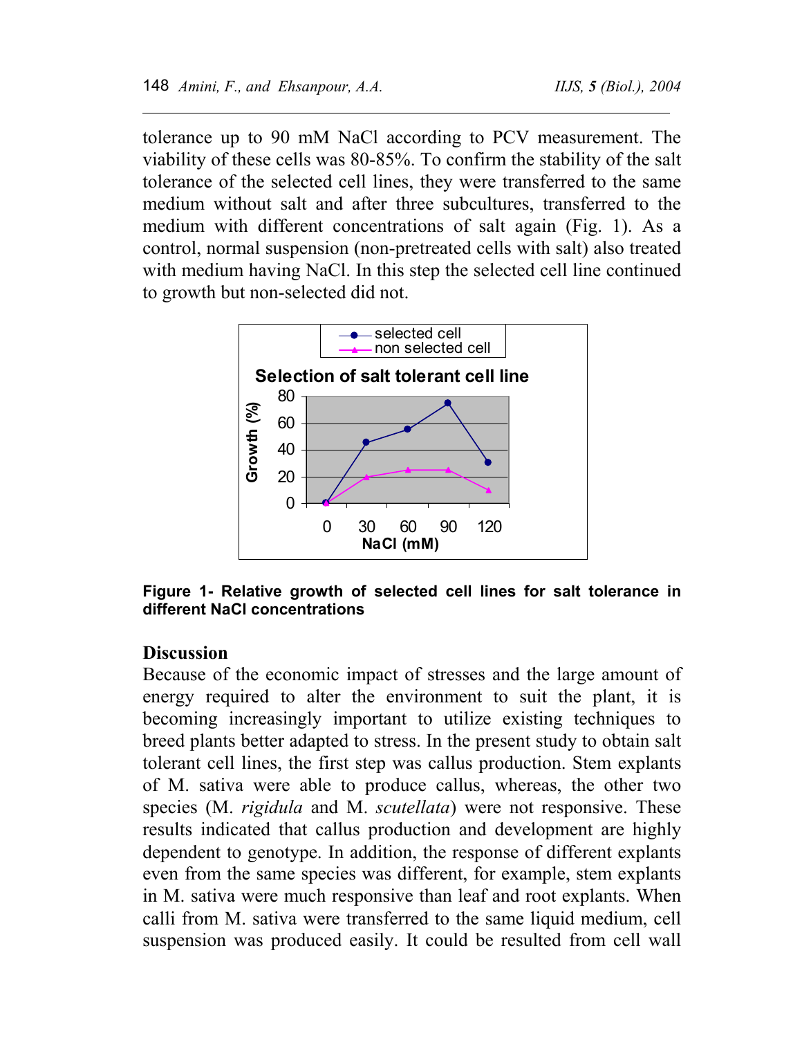tolerance up to 90 mM NaCl according to PCV measurement. The viability of these cells was 80-85%. To confirm the stability of the salt tolerance of the selected cell lines, they were transferred to the same medium without salt and after three subcultures, transferred to the medium with different concentrations of salt again (Fig. 1). As a control, normal suspension (non-pretreated cells with salt) also treated with medium having NaCl. In this step the selected cell line continued to growth but non-selected did not.

**Figure 1- Relative growth of selected cell lines for salt tolerance in different NaCl concentrations**

## Discussion

Because of the economic impact of stresses and the large amount of energy required to alter the environment to suit the plant, it is becoming increasingly important to utilize existing techniques to breed plants better adapted to stress. In the present study to obtain salt tolerant cell lines, the first step was callus production. Stem explants of M. sativa were able to produce callus, whereas, the other two species (M. *rigidula* and M. *scutellata*) were not responsive. These results indicated that callus production and development are highly dependent to genotype. In addition, the response of different explants even from the same species was different, for example, stem explants in M. sativa were much responsive than leaf and root explants. When calli from M. sativa were transferred to the same liquid medium, cell suspension was produced easily. It could be resulted from cell wall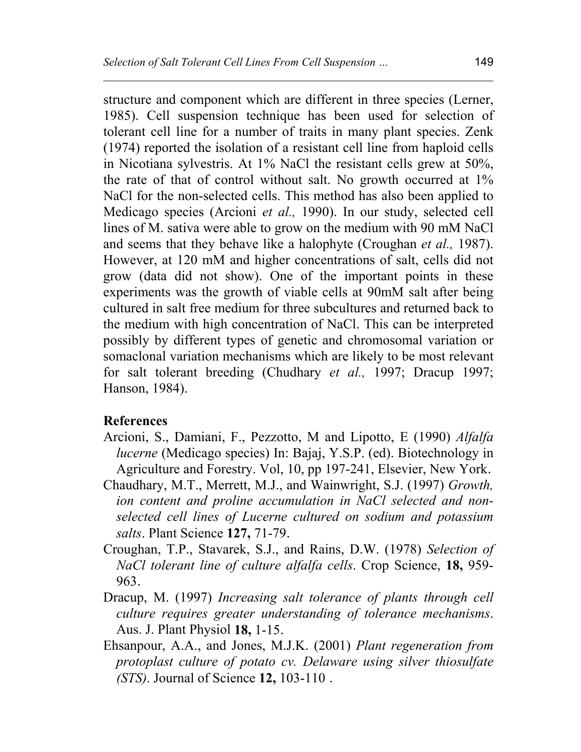structure and component which are different in three species (Lerner, 1985). Cell suspension technique has been used for selection of tolerant cell line for a number of traits in many plant species. Zenk (1974) reported the isolation of a resistant cell line from haploid cells in Nicotiana sylvestris. At 1% NaCl the resistant cells grew at 50%, the rate of that of control without salt. No growth occurred at 1% NaCl for the non-selected cells. This method has also been applied to Medicago species (Arcioni *et al.,* 1990). In our study, selected cell lines of M. sativa were able to grow on the medium with 90 mM NaCl and seems that they behave like a halophyte (Croughan *et al.,* 1987). However, at 120 mM and higher concentrations of salt, cells did not grow (data did not show). One of the important points in these experiments was the growth of viable cells at 90mM salt after being cultured in salt free medium for three subcultures and returned back to the medium with high concentration of NaCl. This can be interpreted possibly by different types of genetic and chromosomal variation or somaclonal variation mechanisms which are likely to be most relevant for salt tolerant breeding (Chudhary *et al.,* 1997; Dracup 1997; Hanson, 1984).

## References

Arcioni, S., Damiani, F., Pezzotto, M and Lipotto, E (1990) *Alfalfa lucerne* (Medicago species) In: Bajaj, Y.S.P. (ed). Biotechnology in Agriculture and Forestry. Vol, 10, pp 197-241, Elsevier, New York.

Chaudhary, M.T., Merrett, M.J., and Wainwright, S.J. (1997) *Growth, ion content and proline accumulation in NaCl selected and non-selected cell lines of Lucerne cultured on sodium and potassium salts*. Plant Science **127,** 71-79.

Croughan, T.P., Stavarek, S.J., and Rains, D.W. (1978) *Selection of NaCl tolerant line of culture alfalfa cells*. Crop Science, **18,** 959-963.

Dracup, M. (1997) *Increasing salt tolerance of plants through cell culture requires greater understanding of tolerance mechanisms*. Aus. J. Plant Physiol **18,** 1-15.

Ehsanpour, A.A., and Jones, M.J.K. (2001) *Plant regeneration from protoplast culture of potato cv. Delaware using silver thiosulfate (STS)*. Journal of Science **12,** 103-110 .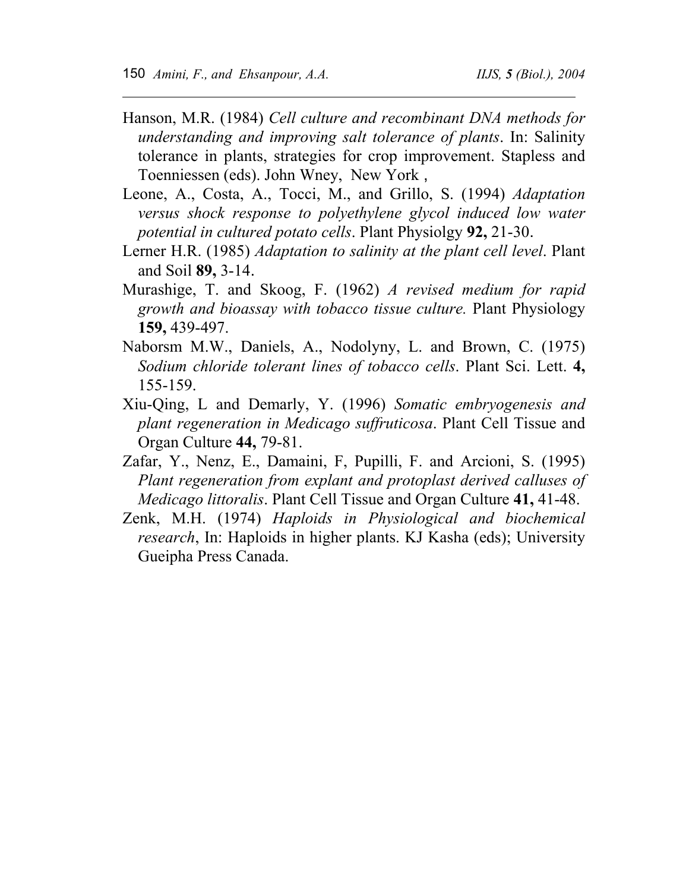Hanson, M.R. (1984) *Cell culture and recombinant DNA methods for understanding and improving salt tolerance of plants*. In: Salinity tolerance in plants, strategies for crop improvement. Stapless and Toenniessen (eds). John Wney, New York ,

Leone, A., Costa, A., Tocci, M., and Grillo, S. (1994) *Adaptation versus shock response to polyethylene glycol induced low water potential in cultured potato cells*. Plant Physiolgy **92,** 21-30.

Lerner H.R. (1985) *Adaptation to salinity at the plant cell level*. Plant and Soil **89,** 3-14.

Murashige, T. and Skoog, F. (1962) *A revised medium for rapid growth and bioassay with tobacco tissue culture.* Plant Physiology **159,** 439-497.

Naborsm M.W., Daniels, A., Nodolyny, L. and Brown, C. (1975) *Sodium chloride tolerant lines of tobacco cells*. Plant Sci. Lett. **4,** 155-159.

Xiu-Qing, L and Demarly, Y. (1996) *Somatic embryogenesis and plant regeneration in Medicago suffruticosa*. Plant Cell Tissue and Organ Culture **44,** 79-81.

Zafar, Y., Nenz, E., Damaini, F, Pupilli, F. and Arcioni, S. (1995) *Plant regeneration from explant and protoplast derived calluses of Medicago littoralis*. Plant Cell Tissue and Organ Culture **41,** 41-48.

Zenk, M.H. (1974) *Haploids in Physiological and biochemical research*, In: Haploids in higher plants. KJ Kasha (eds); University Gueipha Press Canada.